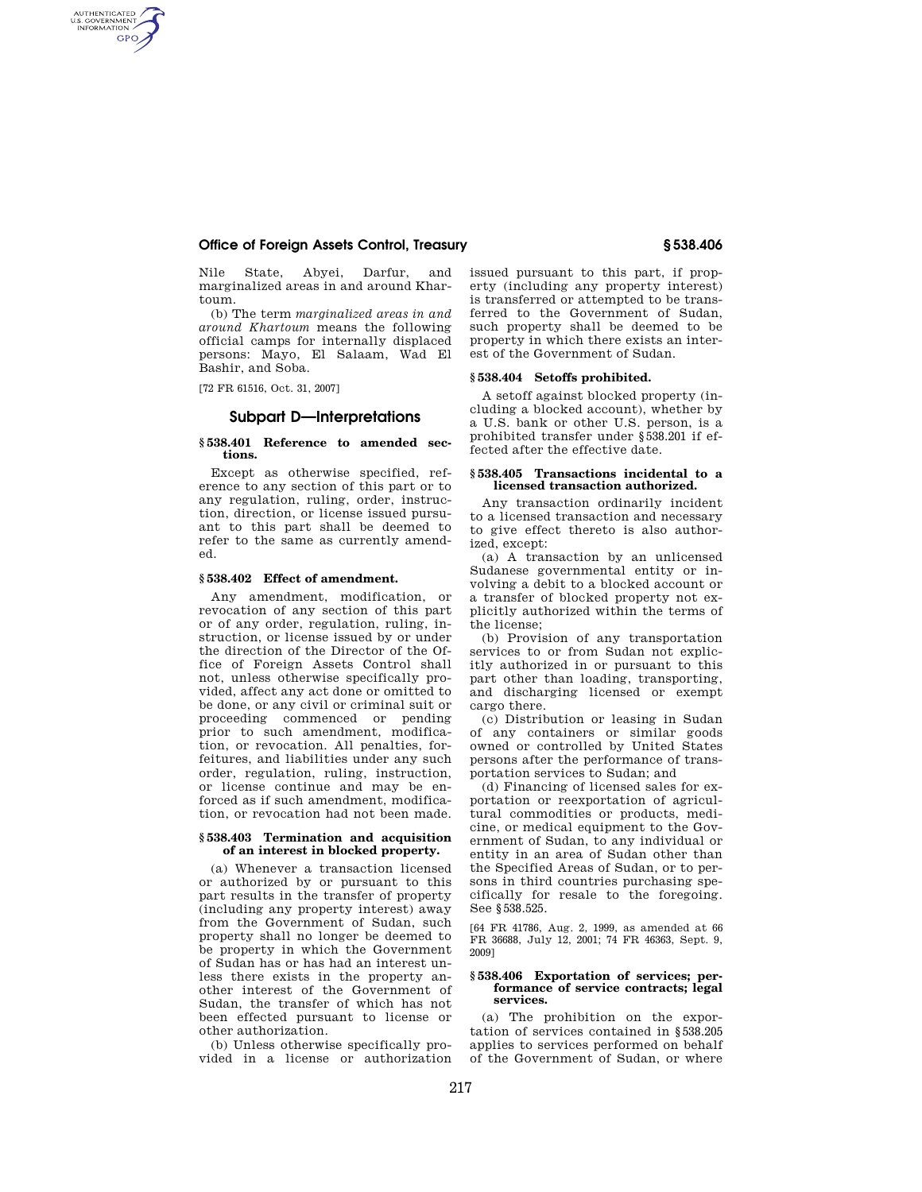Nile State, Abyei, Darfur, and marginalized areas in and around Khartoum.

(b) The term *marginalized areas in and around Khartoum* means the following official camps for internally displaced persons: Mayo, El Salaam, Wad El Bashir, and Soba.

[72 FR 61516, Oct. 31, 2007]

## Subpart D—Interpretations

### § 538.401 Reference to amended sections.

Except as otherwise specified, reference to any section of this part or to any regulation, ruling, order, instruction, direction, or license issued pursuant to this part shall be deemed to refer to the same as currently amended.

### § 538.402 Effect of amendment.

Any amendment, modification, or revocation of any section of this part or of any order, regulation, ruling, instruction, or license issued by or under the direction of the Director of the Office of Foreign Assets Control shall not, unless otherwise specifically provided, affect any act done or omitted to be done, or any civil or criminal suit or proceeding commenced or pending prior to such amendment, modification, or revocation. All penalties, forfeitures, and liabilities under any such order, regulation, ruling, instruction, or license continue and may be enforced as if such amendment, modification, or revocation had not been made.

### § 538.403 Termination and acquisition of an interest in blocked property.

(a) Whenever a transaction licensed or authorized by or pursuant to this part results in the transfer of property (including any property interest) away from the Government of Sudan, such property shall no longer be deemed to be property in which the Government of Sudan has or has had an interest unless there exists in the property another interest of the Government of Sudan, the transfer of which has not been effected pursuant to license or other authorization.

(b) Unless otherwise specifically provided in a license or authorization issued pursuant to this part, if property (including any property interest) is transferred or attempted to be transferred to the Government of Sudan, such property shall be deemed to be property in which there exists an interest of the Government of Sudan.

### § 538.404 Setoffs prohibited.

A setoff against blocked property (including a blocked account), whether by a U.S. bank or other U.S. person, is a prohibited transfer under § 538.201 if effected after the effective date.

### § 538.405 Transactions incidental to a licensed transaction authorized.

Any transaction ordinarily incident to a licensed transaction and necessary to give effect thereto is also authorized, except:

(a) A transaction by an unlicensed Sudanese governmental entity or involving a debit to a blocked account or a transfer of blocked property not explicitly authorized within the terms of the license;

(b) Provision of any transportation services to or from Sudan not explicitly authorized in or pursuant to this part other than loading, transporting, and discharging licensed or exempt cargo there.

(c) Distribution or leasing in Sudan of any containers or similar goods owned or controlled by United States persons after the performance of transportation services to Sudan; and

(d) Financing of licensed sales for exportation or reexportation of agricultural commodities or products, medicine, or medical equipment to the Government of Sudan, to any individual or entity in an area of Sudan other than the Specified Areas of Sudan, or to persons in third countries purchasing specifically for resale to the foregoing. See § 538.525.

[64 FR 41786, Aug. 2, 1999, as amended at 66 FR 36688, July 12, 2001; 74 FR 46363, Sept. 9, 2009]

### § 538.406 Exportation of services; performance of service contracts; legal services.

(a) The prohibition on the exportation of services contained in § 538.205 applies to services performed on behalf of the Government of Sudan, or where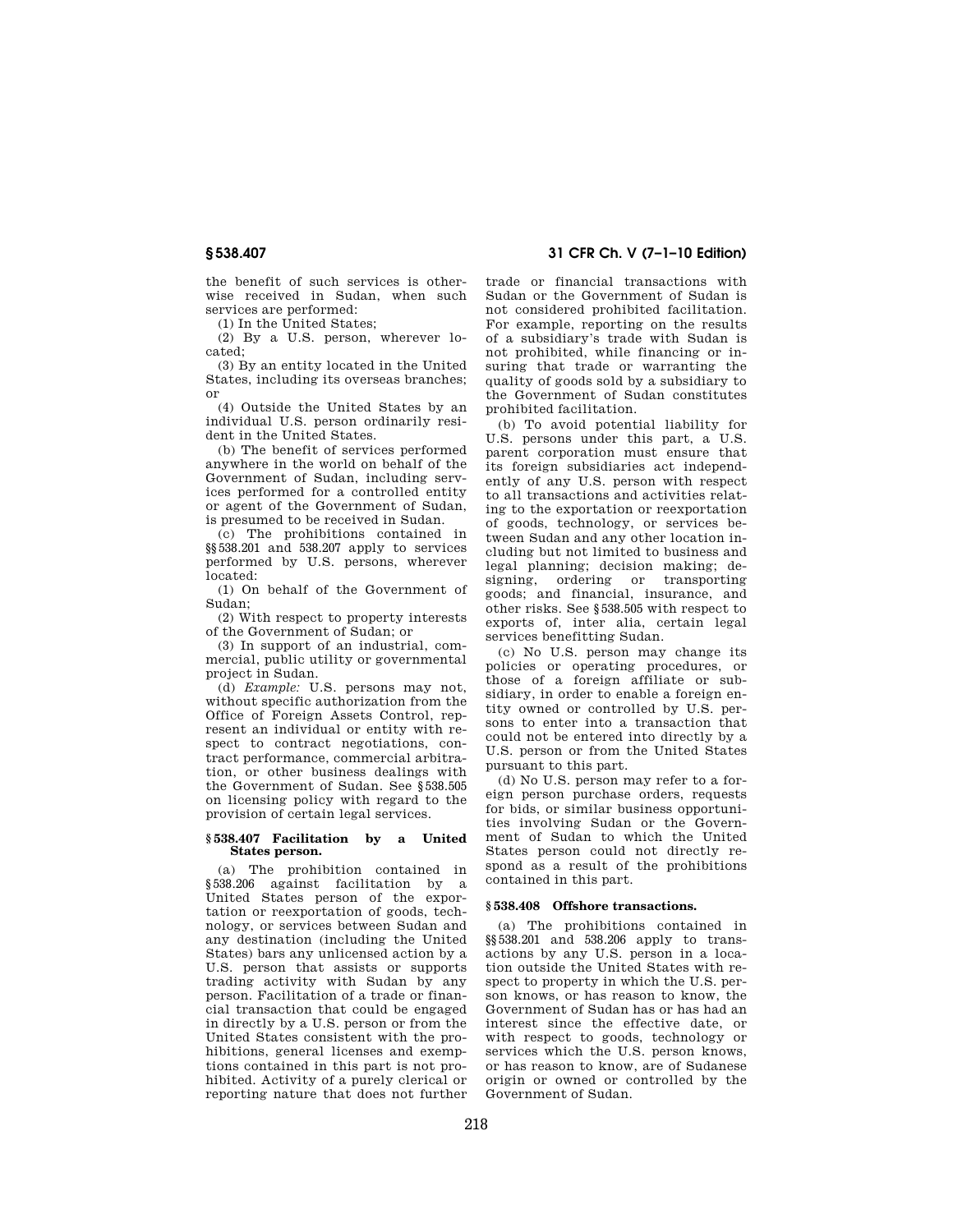the benefit of such services is otherwise received in Sudan, when such services are performed:

(1) In the United States;

(2) By a U.S. person, wherever located;

(3) By an entity located in the United States, including its overseas branches; or

(4) Outside the United States by an individual U.S. person ordinarily resident in the United States.

(b) The benefit of services performed anywhere in the world on behalf of the Government of Sudan, including services performed for a controlled entity or agent of the Government of Sudan, is presumed to be received in Sudan.

(c) The prohibitions contained in §§538.201 and 538.207 apply to services performed by U.S. persons, wherever located:

(1) On behalf of the Government of Sudan;

(2) With respect to property interests of the Government of Sudan; or

(3) In support of an industrial, commercial, public utility or governmental project in Sudan.

(d) *Example:* U.S. persons may not, without specific authorization from the Office of Foreign Assets Control, represent an individual or entity with respect to contract negotiations, contract performance, commercial arbitration, or other business dealings with the Government of Sudan. See §538.505 on licensing policy with regard to the provision of certain legal services.

### §538.407 Facilitation by a United States person.

(a) The prohibition contained in §538.206 against facilitation by a United States person of the exportation or reexportation of goods, technology, or services between Sudan and any destination (including the United States) bars any unlicensed action by a U.S. person that assists or supports trading activity with Sudan by any person. Facilitation of a trade or financial transaction that could be engaged in directly by a U.S. person or from the United States consistent with the prohibitions, general licenses and exemptions contained in this part is not prohibited. Activity of a purely clerical or reporting nature that does not further trade or financial transactions with Sudan or the Government of Sudan is not considered prohibited facilitation. For example, reporting on the results of a subsidiary's trade with Sudan is not prohibited, while financing or insuring that trade or warranting the quality of goods sold by a subsidiary to the Government of Sudan constitutes prohibited facilitation.

(b) To avoid potential liability for U.S. persons under this part, a U.S. parent corporation must ensure that its foreign subsidiaries act independently of any U.S. person with respect to all transactions and activities relating to the exportation or reexportation of goods, technology, or services between Sudan and any other location including but not limited to business and legal planning; decision making; designing, ordering or transporting goods; and financial, insurance, and other risks. See §538.505 with respect to exports of, inter alia, certain legal services benefitting Sudan.

(c) No U.S. person may change its policies or operating procedures, or those of a foreign affiliate or subsidiary, in order to enable a foreign entity owned or controlled by U.S. persons to enter into a transaction that could not be entered into directly by a U.S. person or from the United States pursuant to this part.

(d) No U.S. person may refer to a foreign person purchase orders, requests for bids, or similar business opportunities involving Sudan or the Government of Sudan to which the United States person could not directly respond as a result of the prohibitions contained in this part.

### §538.408 Offshore transactions.

(a) The prohibitions contained in §§538.201 and 538.206 apply to transactions by any U.S. person in a location outside the United States with respect to property in which the U.S. person knows, or has reason to know, the Government of Sudan has or has had an interest since the effective date, or with respect to goods, technology or services which the U.S. person knows, or has reason to know, are of Sudanese origin or owned or controlled by the Government of Sudan.